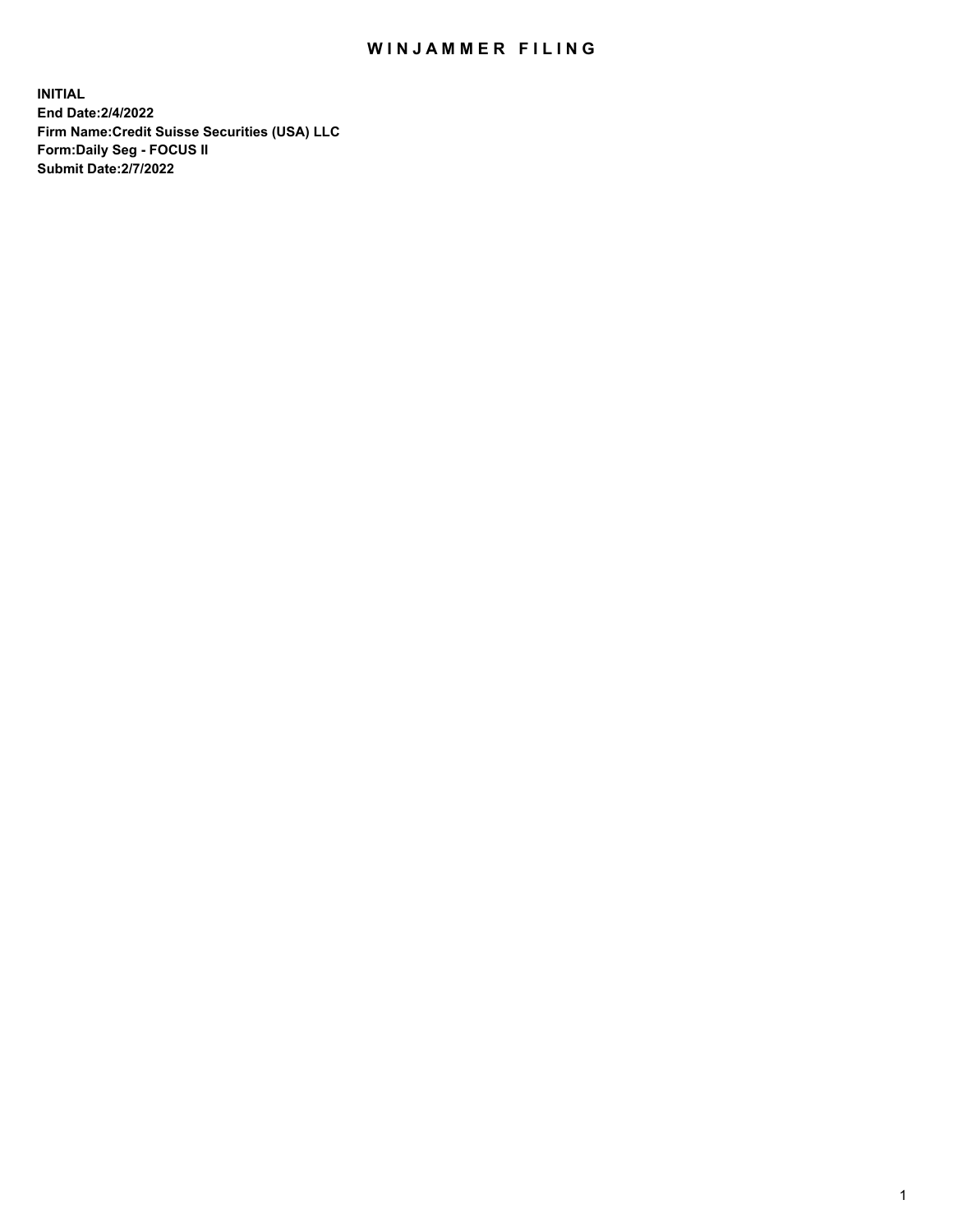# WINJAMMER FILING

**INITIAL**
**End Date:2/4/2022**
**Firm Name:Credit Suisse Securities (USA) LLC**
**Form:Daily Seg - FOCUS II**
**Submit Date:2/7/2022**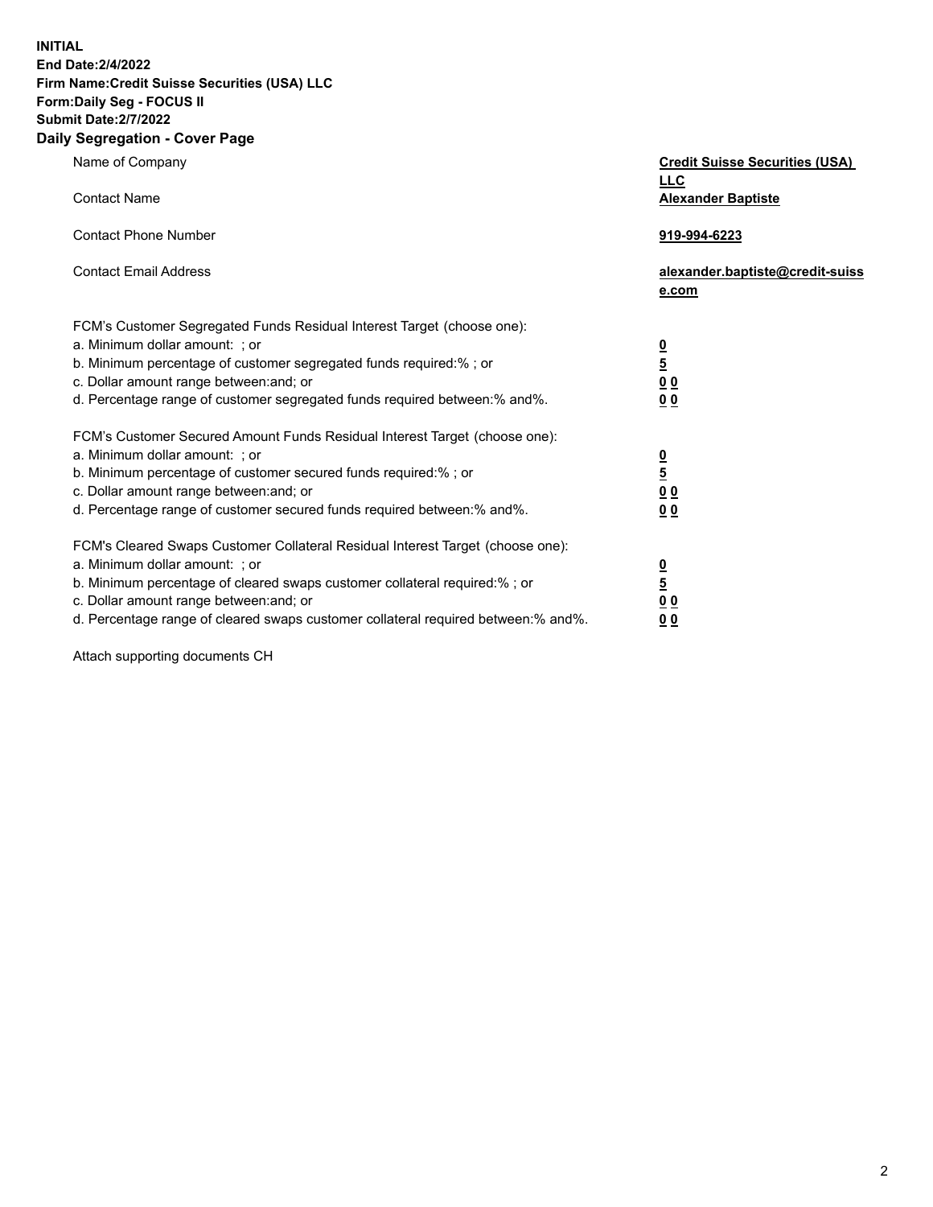**INITIAL**
**End Date:2/4/2022**
**Firm Name:Credit Suisse Securities (USA) LLC**
**Form:Daily Seg - FOCUS II**
**Submit Date:2/7/2022**

## Daily Segregation - Cover Page

| | |
|---|---|
| Name of Company | **Credit Suisse Securities (USA) LLC** |
| Contact Name | **Alexander Baptiste** |
| Contact Phone Number | **919-994-6223** |
| Contact Email Address | **alexander.baptiste@credit-suisse.com** |
| FCM's Customer Segregated Funds Residual Interest Target (choose one): | |
| a. Minimum dollar amount: ; or | **0** |
| b. Minimum percentage of customer segregated funds required:% ; or | **5** |
| c. Dollar amount range between:and; or | **0 0** |
| d. Percentage range of customer segregated funds required between:% and%. | **0 0** |
| FCM's Customer Secured Amount Funds Residual Interest Target (choose one): | |
| a. Minimum dollar amount: ; or | **0** |
| b. Minimum percentage of customer secured funds required:% ; or | **5** |
| c. Dollar amount range between:and; or | **0 0** |
| d. Percentage range of customer secured funds required between:% and%. | **0 0** |
| FCM's Cleared Swaps Customer Collateral Residual Interest Target (choose one): | |
| a. Minimum dollar amount: ; or | **0** |
| b. Minimum percentage of cleared swaps customer collateral required:% ; or | **5** |
| c. Dollar amount range between:and; or | **0 0** |
| d. Percentage range of cleared swaps customer collateral required between:% and%. | **0 0** |

Attach supporting documents CH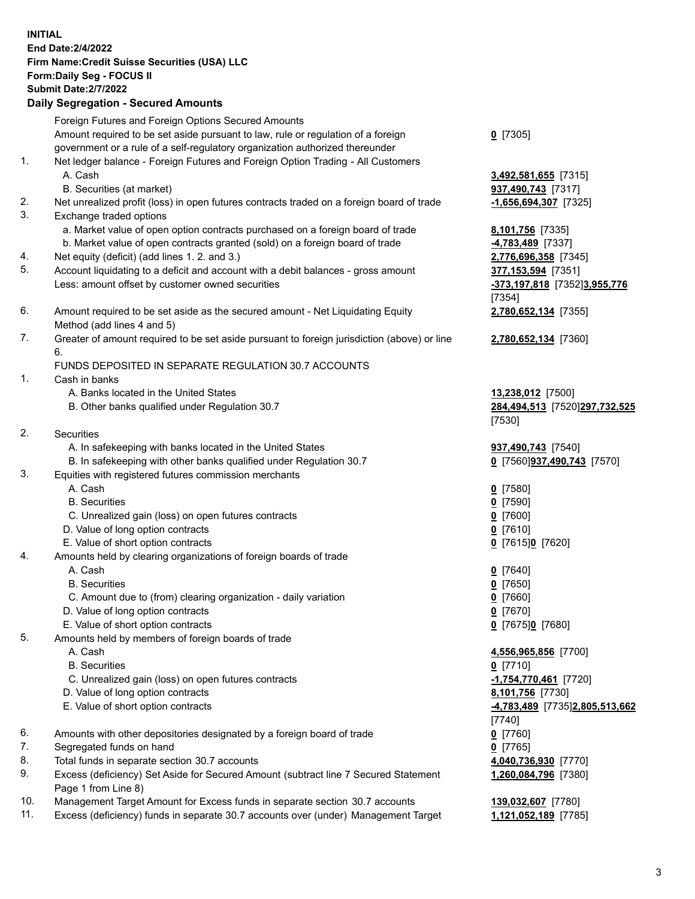**INITIAL**
**End Date:2/4/2022**
**Firm Name:Credit Suisse Securities (USA) LLC**
**Form:Daily Seg - FOCUS II**
**Submit Date:2/7/2022**

## Daily Segregation - Secured Amounts

| | | |
|---|---|---|
| | Foreign Futures and Foreign Options Secured Amounts | |
| | Amount required to be set aside pursuant to law, rule or regulation of a foreign government or a rule of a self-regulatory organization authorized thereunder | **0** [7305] |
| 1. | Net ledger balance - Foreign Futures and Foreign Option Trading - All Customers | |
| | A. Cash | **3,492,581,655** [7315] |
| | B. Securities (at market) | **937,490,743** [7317] |
| 2. | Net unrealized profit (loss) in open futures contracts traded on a foreign board of trade | **-1,656,694,307** [7325] |
| 3. | Exchange traded options | |
| | a. Market value of open option contracts purchased on a foreign board of trade | **8,101,756** [7335] |
| | b. Market value of open contracts granted (sold) on a foreign board of trade | **-4,783,489** [7337] |
| 4. | Net equity (deficit) (add lines 1. 2. and 3.) | **2,776,696,358** [7345] |
| 5. | Account liquidating to a deficit and account with a debit balances - gross amount | **377,153,594** [7351] |
| | Less: amount offset by customer owned securities | **-373,197,818** [7352]**3,955,776** [7354] |
| 6. | Amount required to be set aside as the secured amount - Net Liquidating Equity Method (add lines 4 and 5) | **2,780,652,134** [7355] |
| 7. | Greater of amount required to be set aside pursuant to foreign jurisdiction (above) or line 6. | **2,780,652,134** [7360] |
| | FUNDS DEPOSITED IN SEPARATE REGULATION 30.7 ACCOUNTS | |
| 1. | Cash in banks | |
| | A. Banks located in the United States | **13,238,012** [7500] |
| | B. Other banks qualified under Regulation 30.7 | **284,494,513** [7520]**297,732,525** [7530] |
| 2. | Securities | |
| | A. In safekeeping with banks located in the United States | **937,490,743** [7540] |
| | B. In safekeeping with other banks qualified under Regulation 30.7 | **0** [7560]**937,490,743** [7570] |
| 3. | Equities with registered futures commission merchants | |
| | A. Cash | **0** [7580] |
| | B. Securities | **0** [7590] |
| | C. Unrealized gain (loss) on open futures contracts | **0** [7600] |
| | D. Value of long option contracts | **0** [7610] |
| | E. Value of short option contracts | **0** [7615]**0** [7620] |
| 4. | Amounts held by clearing organizations of foreign boards of trade | |
| | A. Cash | **0** [7640] |
| | B. Securities | **0** [7650] |
| | C. Amount due to (from) clearing organization - daily variation | **0** [7660] |
| | D. Value of long option contracts | **0** [7670] |
| | E. Value of short option contracts | **0** [7675]**0** [7680] |
| 5. | Amounts held by members of foreign boards of trade | |
| | A. Cash | **4,556,965,856** [7700] |
| | B. Securities | **0** [7710] |
| | C. Unrealized gain (loss) on open futures contracts | **-1,754,770,461** [7720] |
| | D. Value of long option contracts | **8,101,756** [7730] |
| | E. Value of short option contracts | **-4,783,489** [7735]**2,805,513,662** [7740] |
| 6. | Amounts with other depositories designated by a foreign board of trade | **0** [7760] |
| 7. | Segregated funds on hand | **0** [7765] |
| 8. | Total funds in separate section 30.7 accounts | **4,040,736,930** [7770] |
| 9. | Excess (deficiency) Set Aside for Secured Amount (subtract line 7 Secured Statement Page 1 from Line 8) | **1,260,084,796** [7380] |
| 10. | Management Target Amount for Excess funds in separate section 30.7 accounts | **139,032,607** [7780] |
| 11. | Excess (deficiency) funds in separate 30.7 accounts over (under) Management Target | **1,121,052,189** [7785] |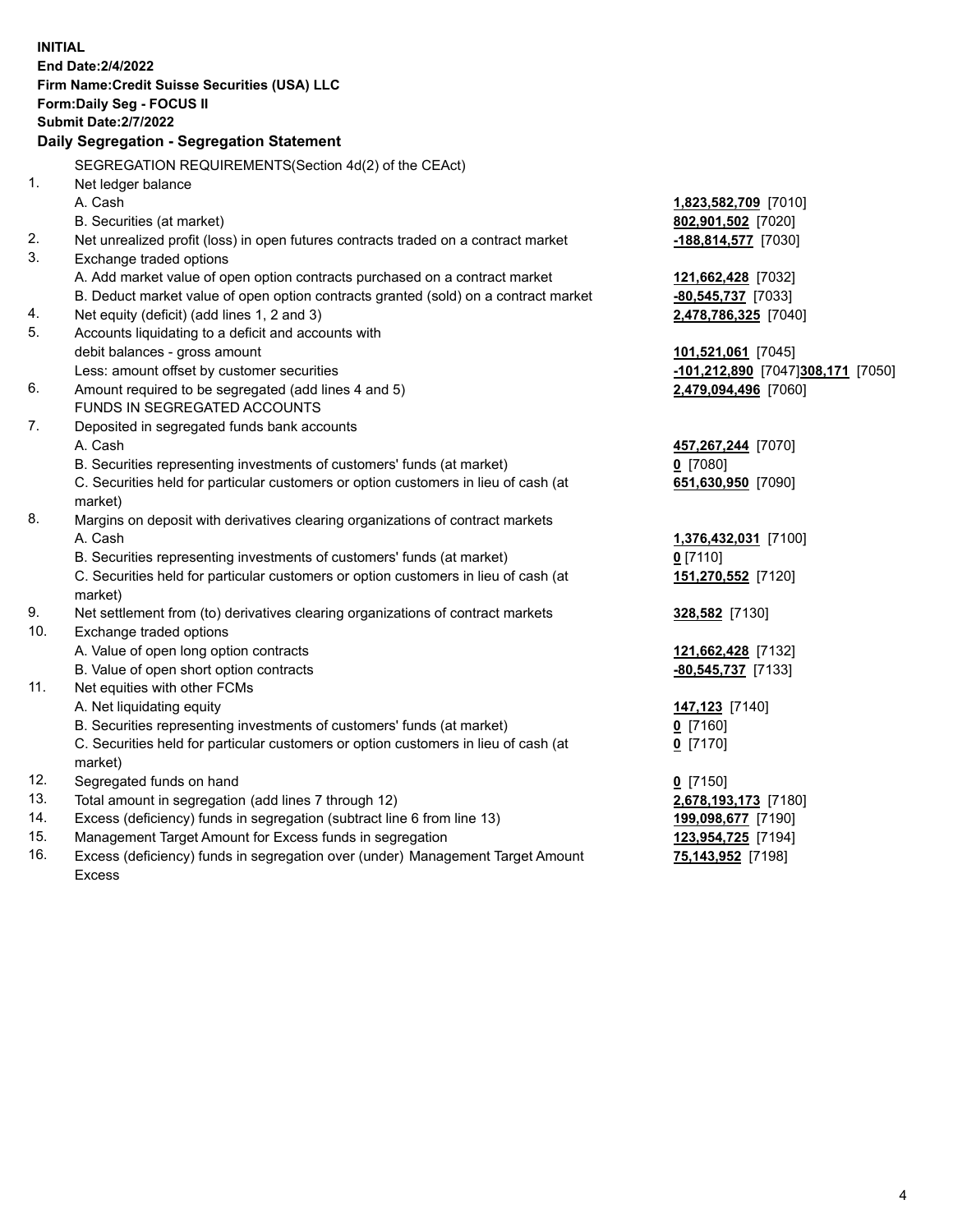**INITIAL**
**End Date:2/4/2022**
**Firm Name:Credit Suisse Securities (USA) LLC**
**Form:Daily Seg - FOCUS II**
**Submit Date:2/7/2022**

**Daily Segregation - Segregation Statement**

SEGREGATION REQUIREMENTS(Section 4d(2) of the CEAct)

| | | |
|---|---|---|
| 1. | Net ledger balance | |
| | A. Cash | **1,823,582,709** [7010] |
| | B. Securities (at market) | **802,901,502** [7020] |
| 2. | Net unrealized profit (loss) in open futures contracts traded on a contract market | **-188,814,577** [7030] |
| 3. | Exchange traded options | |
| | A. Add market value of open option contracts purchased on a contract market | **121,662,428** [7032] |
| | B. Deduct market value of open option contracts granted (sold) on a contract market | **-80,545,737** [7033] |
| 4. | Net equity (deficit) (add lines 1, 2 and 3) | **2,478,786,325** [7040] |
| 5. | Accounts liquidating to a deficit and accounts with debit balances - gross amount | **101,521,061** [7045] |
| | Less: amount offset by customer securities | **-101,212,890** [7047] **308,171** [7050] |
| 6. | Amount required to be segregated (add lines 4 and 5) | **2,479,094,496** [7060] |
| | FUNDS IN SEGREGATED ACCOUNTS | |
| 7. | Deposited in segregated funds bank accounts | |
| | A. Cash | **457,267,244** [7070] |
| | B. Securities representing investments of customers' funds (at market) | **0** [7080] |
| | C. Securities held for particular customers or option customers in lieu of cash (at market) | **651,630,950** [7090] |
| 8. | Margins on deposit with derivatives clearing organizations of contract markets | |
| | A. Cash | **1,376,432,031** [7100] |
| | B. Securities representing investments of customers' funds (at market) | **0** [7110] |
| | C. Securities held for particular customers or option customers in lieu of cash (at market) | **151,270,552** [7120] |
| 9. | Net settlement from (to) derivatives clearing organizations of contract markets | **328,582** [7130] |
| 10. | Exchange traded options | |
| | A. Value of open long option contracts | **121,662,428** [7132] |
| | B. Value of open short option contracts | **-80,545,737** [7133] |
| 11. | Net equities with other FCMs | |
| | A. Net liquidating equity | **147,123** [7140] |
| | B. Securities representing investments of customers' funds (at market) | **0** [7160] |
| | C. Securities held for particular customers or option customers in lieu of cash (at market) | **0** [7170] |
| 12. | Segregated funds on hand | **0** [7150] |
| 13. | Total amount in segregation (add lines 7 through 12) | **2,678,193,173** [7180] |
| 14. | Excess (deficiency) funds in segregation (subtract line 6 from line 13) | **199,098,677** [7190] |
| 15. | Management Target Amount for Excess funds in segregation | **123,954,725** [7194] |
| 16. | Excess (deficiency) funds in segregation over (under) Management Target Amount Excess | **75,143,952** [7198] |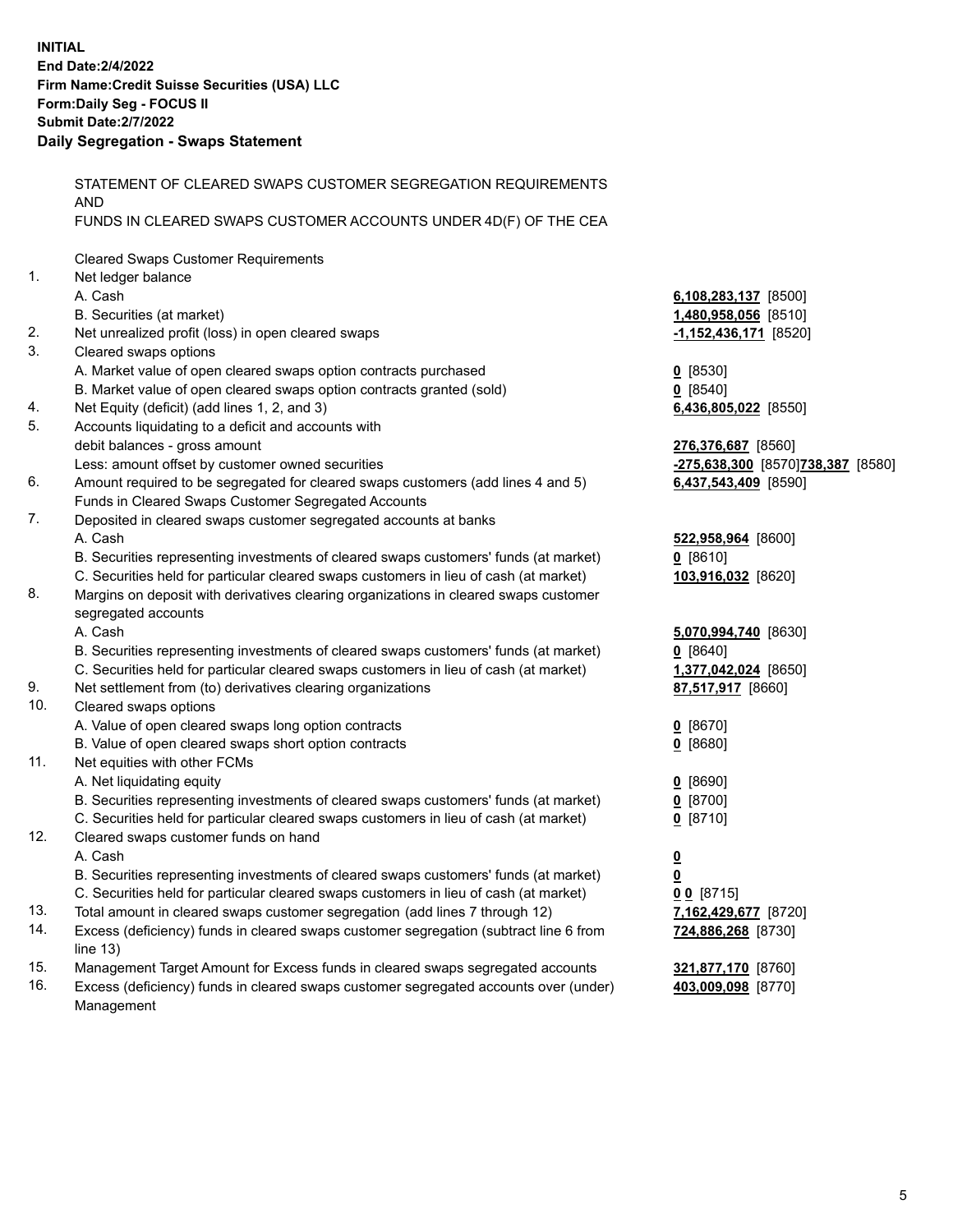**INITIAL**
**End Date:2/4/2022**
**Firm Name:Credit Suisse Securities (USA) LLC**
**Form:Daily Seg - FOCUS II**
**Submit Date:2/7/2022**
**Daily Segregation - Swaps Statement**

STATEMENT OF CLEARED SWAPS CUSTOMER SEGREGATION REQUIREMENTS AND
FUNDS IN CLEARED SWAPS CUSTOMER ACCOUNTS UNDER 4D(F) OF THE CEA

| | | |
|---|---|---|
| | Cleared Swaps Customer Requirements | |
| 1. | Net ledger balance | |
| | A. Cash | **6,108,283,137** [8500] |
| | B. Securities (at market) | **1,480,958,056** [8510] |
| 2. | Net unrealized profit (loss) in open cleared swaps | **-1,152,436,171** [8520] |
| 3. | Cleared swaps options | |
| | A. Market value of open cleared swaps option contracts purchased | **0** [8530] |
| | B. Market value of open cleared swaps option contracts granted (sold) | **0** [8540] |
| 4. | Net Equity (deficit) (add lines 1, 2, and 3) | **6,436,805,022** [8550] |
| 5. | Accounts liquidating to a deficit and accounts with debit balances - gross amount | **276,376,687** [8560] |
| | Less: amount offset by customer owned securities | **-275,638,300** [8570]**738,387** [8580] |
| 6. | Amount required to be segregated for cleared swaps customers (add lines 4 and 5) | **6,437,543,409** [8590] |
| | Funds in Cleared Swaps Customer Segregated Accounts | |
| 7. | Deposited in cleared swaps customer segregated accounts at banks | |
| | A. Cash | **522,958,964** [8600] |
| | B. Securities representing investments of cleared swaps customers' funds (at market) | **0** [8610] |
| | C. Securities held for particular cleared swaps customers in lieu of cash (at market) | **103,916,032** [8620] |
| 8. | Margins on deposit with derivatives clearing organizations in cleared swaps customer segregated accounts | |
| | A. Cash | **5,070,994,740** [8630] |
| | B. Securities representing investments of cleared swaps customers' funds (at market) | **0** [8640] |
| | C. Securities held for particular cleared swaps customers in lieu of cash (at market) | **1,377,042,024** [8650] |
| 9. | Net settlement from (to) derivatives clearing organizations | **87,517,917** [8660] |
| 10. | Cleared swaps options | |
| | A. Value of open cleared swaps long option contracts | **0** [8670] |
| | B. Value of open cleared swaps short option contracts | **0** [8680] |
| 11. | Net equities with other FCMs | |
| | A. Net liquidating equity | **0** [8690] |
| | B. Securities representing investments of cleared swaps customers' funds (at market) | **0** [8700] |
| | C. Securities held for particular cleared swaps customers in lieu of cash (at market) | **0** [8710] |
| 12. | Cleared swaps customer funds on hand | |
| | A. Cash | **0** |
| | B. Securities representing investments of cleared swaps customers' funds (at market) | **0** |
| | C. Securities held for particular cleared swaps customers in lieu of cash (at market) | **0** **0** [8715] |
| 13. | Total amount in cleared swaps customer segregation (add lines 7 through 12) | **7,162,429,677** [8720] |
| 14. | Excess (deficiency) funds in cleared swaps customer segregation (subtract line 6 from line 13) | **724,886,268** [8730] |
| 15. | Management Target Amount for Excess funds in cleared swaps segregated accounts | **321,877,170** [8760] |
| 16. | Excess (deficiency) funds in cleared swaps customer segregated accounts over (under) Management | **403,009,098** [8770] |